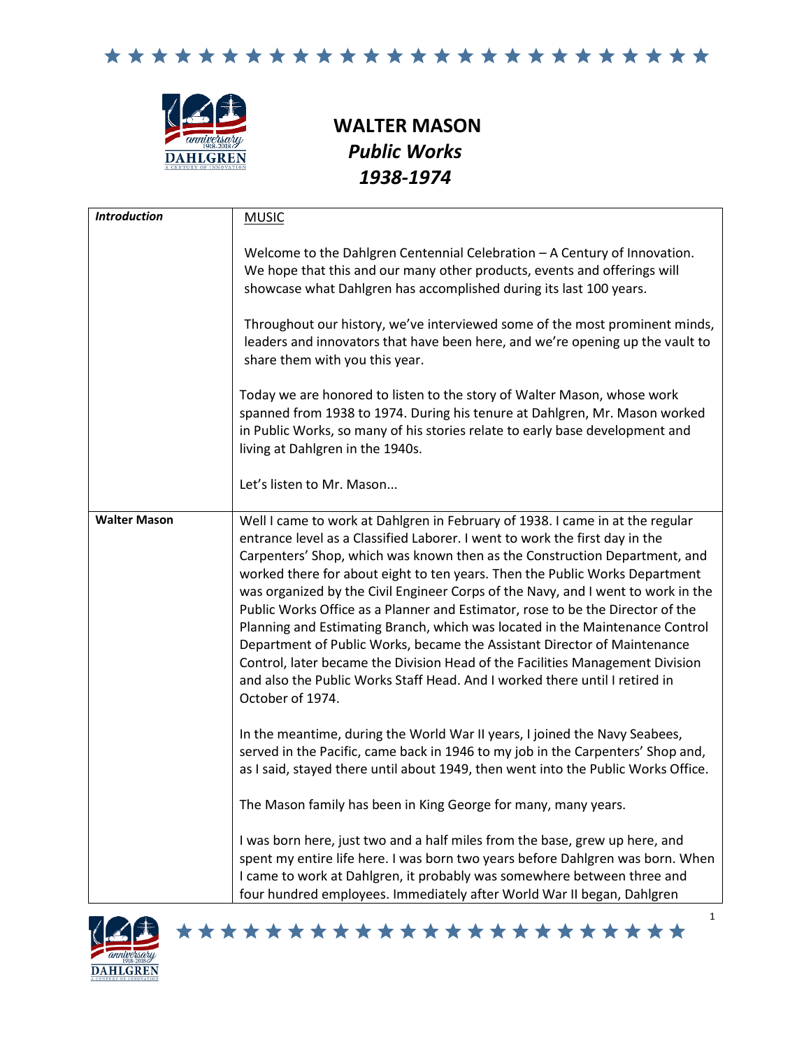# WALTER MASON
## *Public Works*
## *1938-1974*

| | |
|---|---|
| ***Introduction*** | MUSIC<br><br>Welcome to the Dahlgren Centennial Celebration – A Century of Innovation. We hope that this and our many other products, events and offerings will showcase what Dahlgren has accomplished during its last 100 years.<br><br>Throughout our history, we've interviewed some of the most prominent minds, leaders and innovators that have been here, and we're opening up the vault to share them with you this year.<br><br>Today we are honored to listen to the story of Walter Mason, whose work spanned from 1938 to 1974. During his tenure at Dahlgren, Mr. Mason worked in Public Works, so many of his stories relate to early base development and living at Dahlgren in the 1940s.<br><br>Let's listen to Mr. Mason... |
| **Walter Mason** | Well I came to work at Dahlgren in February of 1938. I came in at the regular entrance level as a Classified Laborer. I went to work the first day in the Carpenters' Shop, which was known then as the Construction Department, and worked there for about eight to ten years. Then the Public Works Department was organized by the Civil Engineer Corps of the Navy, and I went to work in the Public Works Office as a Planner and Estimator, rose to be the Director of the Planning and Estimating Branch, which was located in the Maintenance Control Department of Public Works, became the Assistant Director of Maintenance Control, later became the Division Head of the Facilities Management Division and also the Public Works Staff Head. And I worked there until I retired in October of 1974.<br><br>In the meantime, during the World War II years, I joined the Navy Seabees, served in the Pacific, came back in 1946 to my job in the Carpenters' Shop and, as I said, stayed there until about 1949, then went into the Public Works Office.<br><br>The Mason family has been in King George for many, many years.<br><br>I was born here, just two and a half miles from the base, grew up here, and spent my entire life here. I was born two years before Dahlgren was born. When I came to work at Dahlgren, it probably was somewhere between three and four hundred employees. Immediately after World War II began, Dahlgren |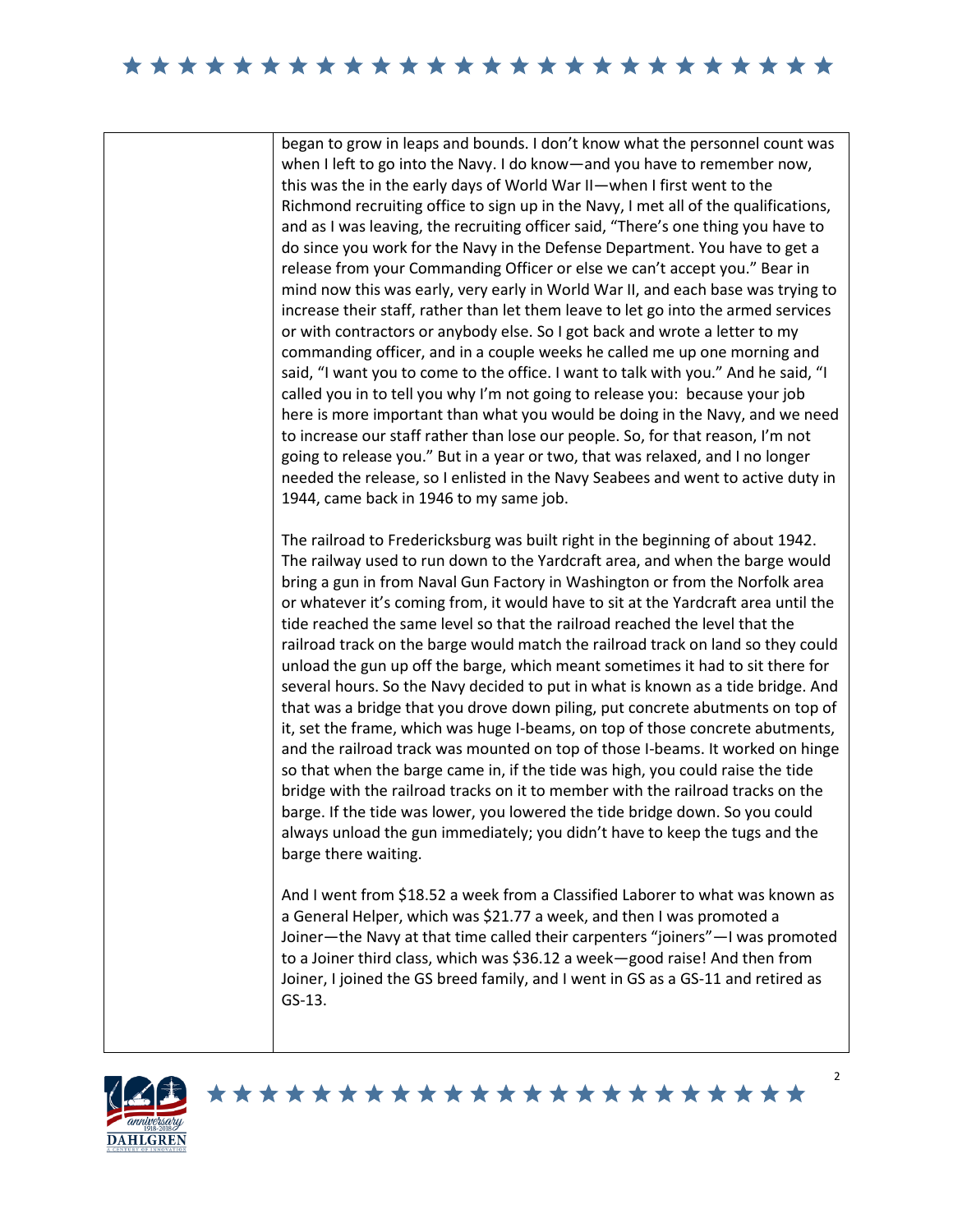began to grow in leaps and bounds. I don't know what the personnel count was when I left to go into the Navy. I do know—and you have to remember now, this was the in the early days of World War II—when I first went to the Richmond recruiting office to sign up in the Navy, I met all of the qualifications, and as I was leaving, the recruiting officer said, "There's one thing you have to do since you work for the Navy in the Defense Department. You have to get a release from your Commanding Officer or else we can't accept you." Bear in mind now this was early, very early in World War II, and each base was trying to increase their staff, rather than let them leave to let go into the armed services or with contractors or anybody else. So I got back and wrote a letter to my commanding officer, and in a couple weeks he called me up one morning and said, "I want you to come to the office. I want to talk with you." And he said, "I called you in to tell you why I'm not going to release you: because your job here is more important than what you would be doing in the Navy, and we need to increase our staff rather than lose our people. So, for that reason, I'm not going to release you." But in a year or two, that was relaxed, and I no longer needed the release, so I enlisted in the Navy Seabees and went to active duty in 1944, came back in 1946 to my same job.

The railroad to Fredericksburg was built right in the beginning of about 1942. The railway used to run down to the Yardcraft area, and when the barge would bring a gun in from Naval Gun Factory in Washington or from the Norfolk area or whatever it's coming from, it would have to sit at the Yardcraft area until the tide reached the same level so that the railroad reached the level that the railroad track on the barge would match the railroad track on land so they could unload the gun up off the barge, which meant sometimes it had to sit there for several hours. So the Navy decided to put in what is known as a tide bridge. And that was a bridge that you drove down piling, put concrete abutments on top of it, set the frame, which was huge I-beams, on top of those concrete abutments, and the railroad track was mounted on top of those I-beams. It worked on hinge so that when the barge came in, if the tide was high, you could raise the tide bridge with the railroad tracks on it to member with the railroad tracks on the barge. If the tide was lower, you lowered the tide bridge down. So you could always unload the gun immediately; you didn't have to keep the tugs and the barge there waiting.

And I went from $18.52 a week from a Classified Laborer to what was known as a General Helper, which was $21.77 a week, and then I was promoted a Joiner—the Navy at that time called their carpenters "joiners"—I was promoted to a Joiner third class, which was $36.12 a week—good raise! And then from Joiner, I joined the GS breed family, and I went in GS as a GS-11 and retired as GS-13.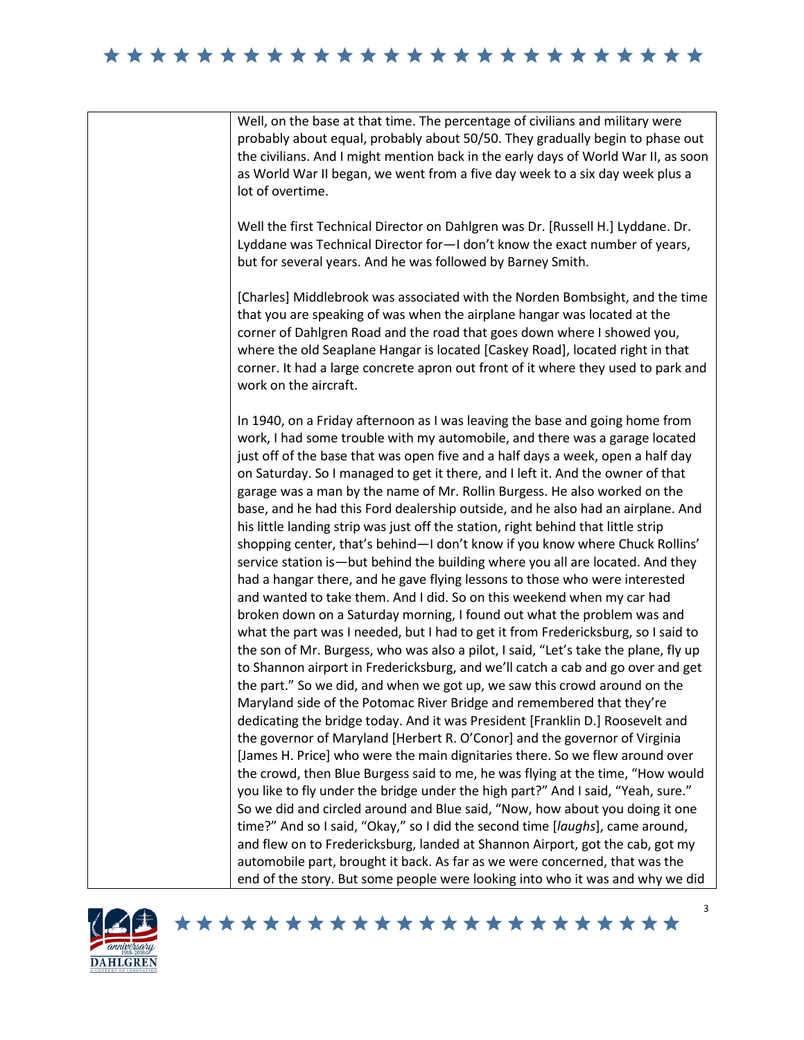Well, on the base at that time. The percentage of civilians and military were probably about equal, probably about 50/50. They gradually begin to phase out the civilians. And I might mention back in the early days of World War II, as soon as World War II began, we went from a five day week to a six day week plus a lot of overtime.

Well the first Technical Director on Dahlgren was Dr. [Russell H.] Lyddane. Dr. Lyddane was Technical Director for—I don't know the exact number of years, but for several years. And he was followed by Barney Smith.

[Charles] Middlebrook was associated with the Norden Bombsight, and the time that you are speaking of was when the airplane hangar was located at the corner of Dahlgren Road and the road that goes down where I showed you, where the old Seaplane Hangar is located [Caskey Road], located right in that corner. It had a large concrete apron out front of it where they used to park and work on the aircraft.

In 1940, on a Friday afternoon as I was leaving the base and going home from work, I had some trouble with my automobile, and there was a garage located just off of the base that was open five and a half days a week, open a half day on Saturday. So I managed to get it there, and I left it. And the owner of that garage was a man by the name of Mr. Rollin Burgess. He also worked on the base, and he had this Ford dealership outside, and he also had an airplane. And his little landing strip was just off the station, right behind that little strip shopping center, that's behind—I don't know if you know where Chuck Rollins' service station is—but behind the building where you all are located. And they had a hangar there, and he gave flying lessons to those who were interested and wanted to take them. And I did. So on this weekend when my car had broken down on a Saturday morning, I found out what the problem was and what the part was I needed, but I had to get it from Fredericksburg, so I said to the son of Mr. Burgess, who was also a pilot, I said, "Let's take the plane, fly up to Shannon airport in Fredericksburg, and we'll catch a cab and go over and get the part." So we did, and when we got up, we saw this crowd around on the Maryland side of the Potomac River Bridge and remembered that they're dedicating the bridge today. And it was President [Franklin D.] Roosevelt and the governor of Maryland [Herbert R. O'Conor] and the governor of Virginia [James H. Price] who were the main dignitaries there. So we flew around over the crowd, then Blue Burgess said to me, he was flying at the time, "How would you like to fly under the bridge under the high part?" And I said, "Yeah, sure." So we did and circled around and Blue said, "Now, how about you doing it one time?" And so I said, "Okay," so I did the second time [*laughs*], came around, and flew on to Fredericksburg, landed at Shannon Airport, got the cab, got my automobile part, brought it back. As far as we were concerned, that was the end of the story. But some people were looking into who it was and why we did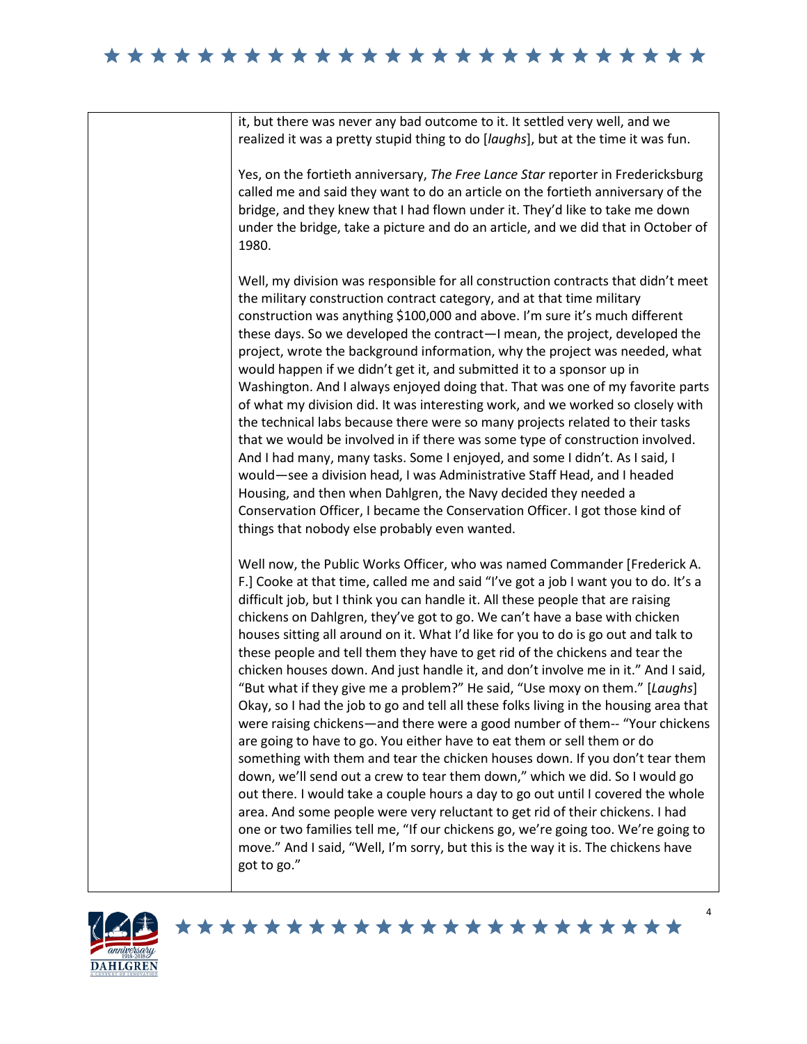it, but there was never any bad outcome to it. It settled very well, and we realized it was a pretty stupid thing to do [*laughs*], but at the time it was fun.

Yes, on the fortieth anniversary, *The Free Lance Star* reporter in Fredericksburg called me and said they want to do an article on the fortieth anniversary of the bridge, and they knew that I had flown under it. They'd like to take me down under the bridge, take a picture and do an article, and we did that in October of 1980.

Well, my division was responsible for all construction contracts that didn't meet the military construction contract category, and at that time military construction was anything $100,000 and above. I'm sure it's much different these days. So we developed the contract—I mean, the project, developed the project, wrote the background information, why the project was needed, what would happen if we didn't get it, and submitted it to a sponsor up in Washington. And I always enjoyed doing that. That was one of my favorite parts of what my division did. It was interesting work, and we worked so closely with the technical labs because there were so many projects related to their tasks that we would be involved in if there was some type of construction involved. And I had many, many tasks. Some I enjoyed, and some I didn't. As I said, I would—see a division head, I was Administrative Staff Head, and I headed Housing, and then when Dahlgren, the Navy decided they needed a Conservation Officer, I became the Conservation Officer. I got those kind of things that nobody else probably even wanted.

Well now, the Public Works Officer, who was named Commander [Frederick A. F.] Cooke at that time, called me and said "I've got a job I want you to do. It's a difficult job, but I think you can handle it. All these people that are raising chickens on Dahlgren, they've got to go. We can't have a base with chicken houses sitting all around on it. What I'd like for you to do is go out and talk to these people and tell them they have to get rid of the chickens and tear the chicken houses down. And just handle it, and don't involve me in it." And I said, "But what if they give me a problem?" He said, "Use moxy on them." [*Laughs*] Okay, so I had the job to go and tell all these folks living in the housing area that were raising chickens—and there were a good number of them-- "Your chickens are going to have to go. You either have to eat them or sell them or do something with them and tear the chicken houses down. If you don't tear them down, we'll send out a crew to tear them down," which we did. So I would go out there. I would take a couple hours a day to go out until I covered the whole area. And some people were very reluctant to get rid of their chickens. I had one or two families tell me, "If our chickens go, we're going too. We're going to move." And I said, "Well, I'm sorry, but this is the way it is. The chickens have got to go."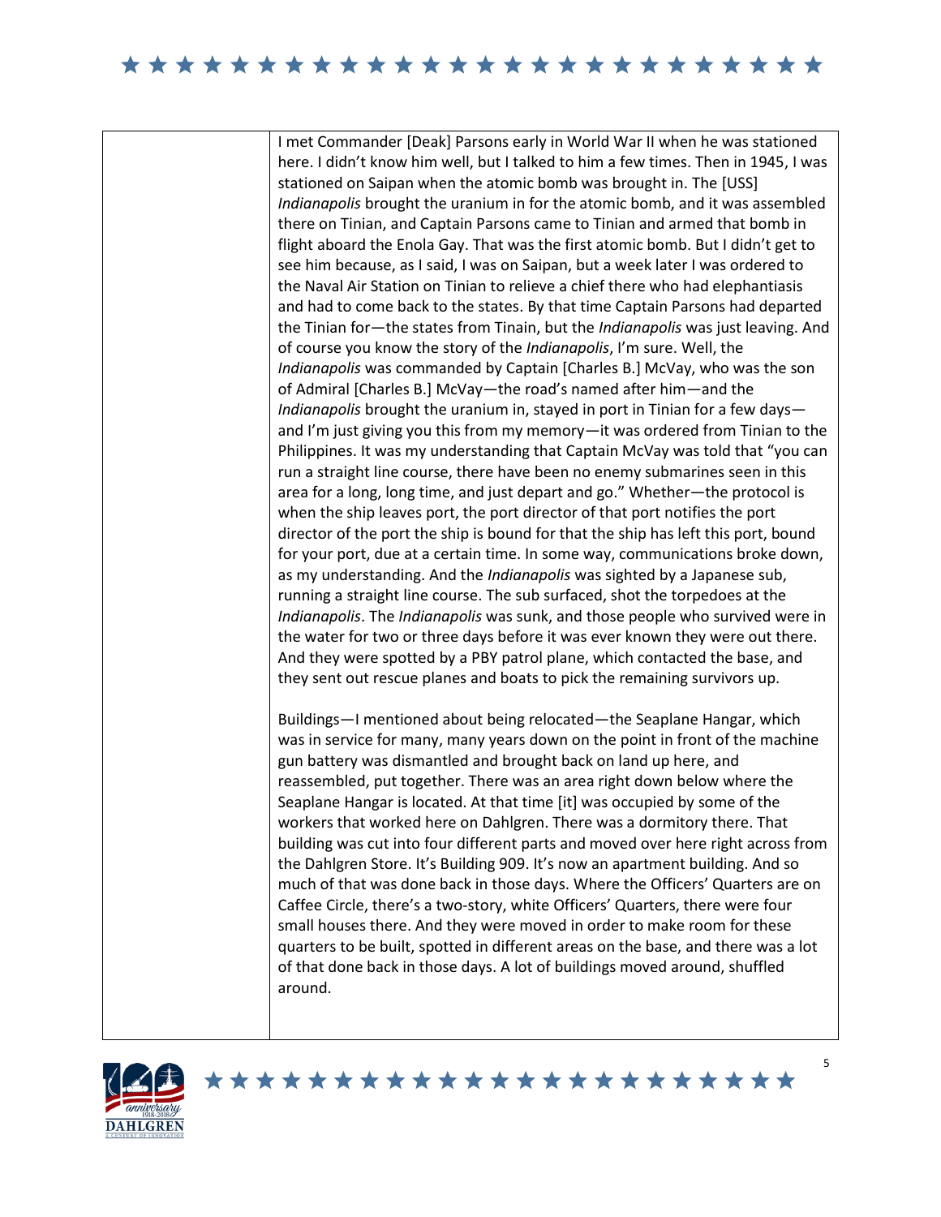I met Commander [Deak] Parsons early in World War II when he was stationed here. I didn't know him well, but I talked to him a few times. Then in 1945, I was stationed on Saipan when the atomic bomb was brought in. The [USS] *Indianapolis* brought the uranium in for the atomic bomb, and it was assembled there on Tinian, and Captain Parsons came to Tinian and armed that bomb in flight aboard the Enola Gay. That was the first atomic bomb. But I didn't get to see him because, as I said, I was on Saipan, but a week later I was ordered to the Naval Air Station on Tinian to relieve a chief there who had elephantiasis and had to come back to the states. By that time Captain Parsons had departed the Tinian for—the states from Tinain, but the *Indianapolis* was just leaving. And of course you know the story of the *Indianapolis*, I'm sure. Well, the *Indianapolis* was commanded by Captain [Charles B.] McVay, who was the son of Admiral [Charles B.] McVay—the road's named after him—and the *Indianapolis* brought the uranium in, stayed in port in Tinian for a few days—and I'm just giving you this from my memory—it was ordered from Tinian to the Philippines. It was my understanding that Captain McVay was told that "you can run a straight line course, there have been no enemy submarines seen in this area for a long, long time, and just depart and go." Whether—the protocol is when the ship leaves port, the port director of that port notifies the port director of the port the ship is bound for that the ship has left this port, bound for your port, due at a certain time. In some way, communications broke down, as my understanding. And the *Indianapolis* was sighted by a Japanese sub, running a straight line course. The sub surfaced, shot the torpedoes at the *Indianapolis*. The *Indianapolis* was sunk, and those people who survived were in the water for two or three days before it was ever known they were out there. And they were spotted by a PBY patrol plane, which contacted the base, and they sent out rescue planes and boats to pick the remaining survivors up.

Buildings—I mentioned about being relocated—the Seaplane Hangar, which was in service for many, many years down on the point in front of the machine gun battery was dismantled and brought back on land up here, and reassembled, put together. There was an area right down below where the Seaplane Hangar is located. At that time [it] was occupied by some of the workers that worked here on Dahlgren. There was a dormitory there. That building was cut into four different parts and moved over here right across from the Dahlgren Store. It's Building 909. It's now an apartment building. And so much of that was done back in those days. Where the Officers' Quarters are on Caffee Circle, there's a two-story, white Officers' Quarters, there were four small houses there. And they were moved in order to make room for these quarters to be built, spotted in different areas on the base, and there was a lot of that done back in those days. A lot of buildings moved around, shuffled around.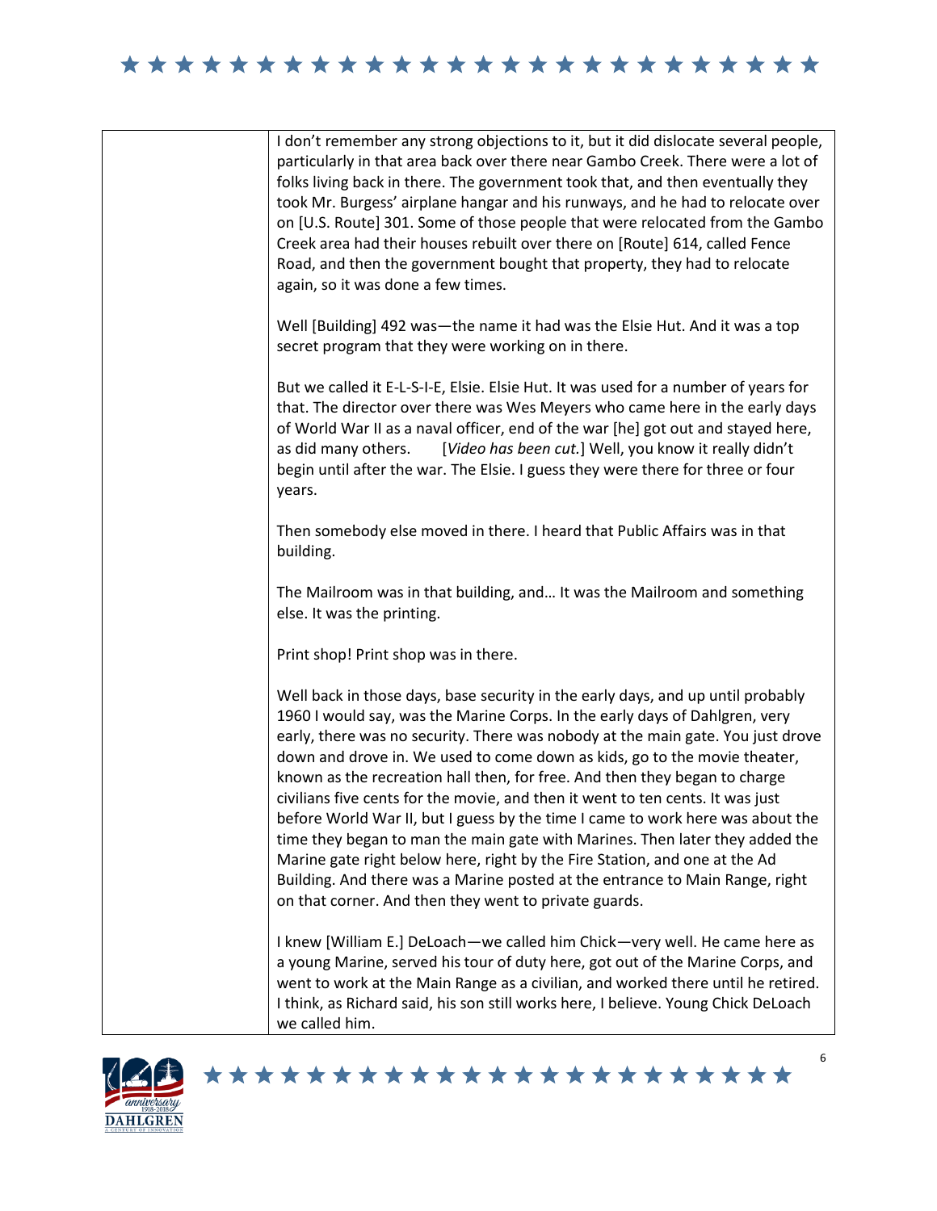I don't remember any strong objections to it, but it did dislocate several people, particularly in that area back over there near Gambo Creek. There were a lot of folks living back in there. The government took that, and then eventually they took Mr. Burgess' airplane hangar and his runways, and he had to relocate over on [U.S. Route] 301. Some of those people that were relocated from the Gambo Creek area had their houses rebuilt over there on [Route] 614, called Fence Road, and then the government bought that property, they had to relocate again, so it was done a few times.

Well [Building] 492 was—the name it had was the Elsie Hut. And it was a top secret program that they were working on in there.

But we called it E-L-S-I-E, Elsie. Elsie Hut. It was used for a number of years for that. The director over there was Wes Meyers who came here in the early days of World War II as a naval officer, end of the war [he] got out and stayed here, as did many others. [*Video has been cut.*] Well, you know it really didn't begin until after the war. The Elsie. I guess they were there for three or four years.

Then somebody else moved in there. I heard that Public Affairs was in that building.

The Mailroom was in that building, and… It was the Mailroom and something else. It was the printing.

Print shop! Print shop was in there.

Well back in those days, base security in the early days, and up until probably 1960 I would say, was the Marine Corps. In the early days of Dahlgren, very early, there was no security. There was nobody at the main gate. You just drove down and drove in. We used to come down as kids, go to the movie theater, known as the recreation hall then, for free. And then they began to charge civilians five cents for the movie, and then it went to ten cents. It was just before World War II, but I guess by the time I came to work here was about the time they began to man the main gate with Marines. Then later they added the Marine gate right below here, right by the Fire Station, and one at the Ad Building. And there was a Marine posted at the entrance to Main Range, right on that corner. And then they went to private guards.

I knew [William E.] DeLoach—we called him Chick—very well. He came here as a young Marine, served his tour of duty here, got out of the Marine Corps, and went to work at the Main Range as a civilian, and worked there until he retired. I think, as Richard said, his son still works here, I believe. Young Chick DeLoach we called him.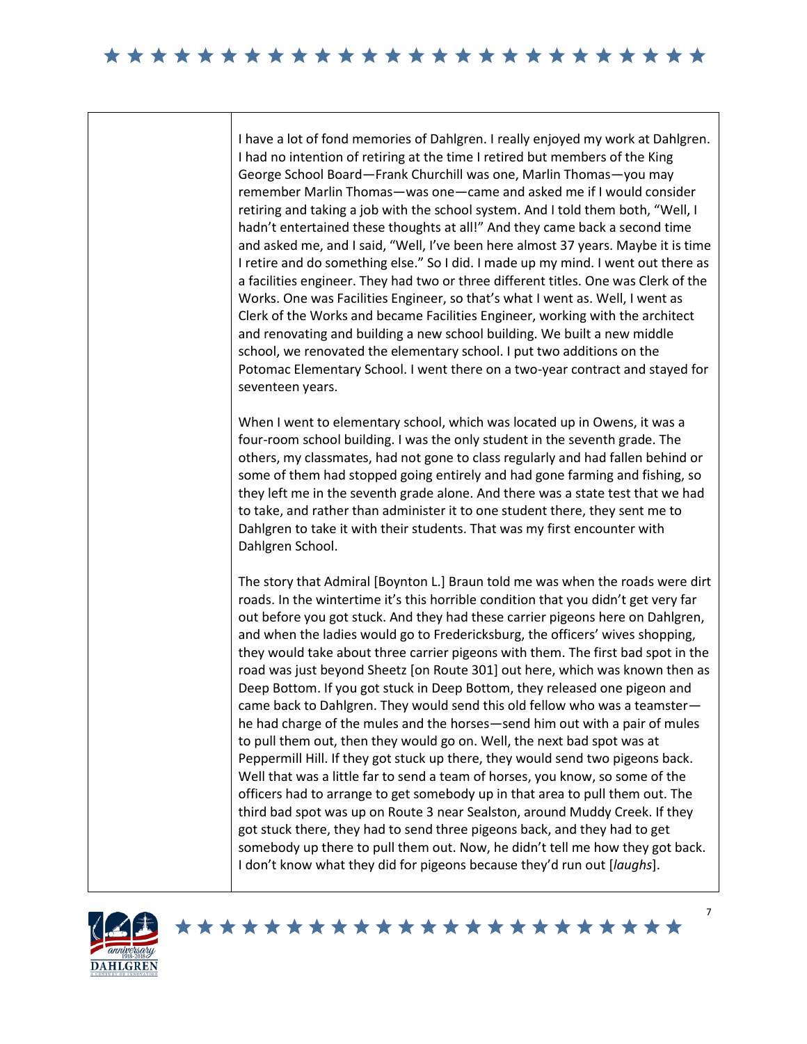I have a lot of fond memories of Dahlgren. I really enjoyed my work at Dahlgren. I had no intention of retiring at the time I retired but members of the King George School Board—Frank Churchill was one, Marlin Thomas—you may remember Marlin Thomas—was one—came and asked me if I would consider retiring and taking a job with the school system. And I told them both, "Well, I hadn't entertained these thoughts at all!" And they came back a second time and asked me, and I said, "Well, I've been here almost 37 years. Maybe it is time I retire and do something else." So I did. I made up my mind. I went out there as a facilities engineer. They had two or three different titles. One was Clerk of the Works. One was Facilities Engineer, so that's what I went as. Well, I went as Clerk of the Works and became Facilities Engineer, working with the architect and renovating and building a new school building. We built a new middle school, we renovated the elementary school. I put two additions on the Potomac Elementary School. I went there on a two-year contract and stayed for seventeen years.

When I went to elementary school, which was located up in Owens, it was a four-room school building. I was the only student in the seventh grade. The others, my classmates, had not gone to class regularly and had fallen behind or some of them had stopped going entirely and had gone farming and fishing, so they left me in the seventh grade alone. And there was a state test that we had to take, and rather than administer it to one student there, they sent me to Dahlgren to take it with their students. That was my first encounter with Dahlgren School.

The story that Admiral [Boynton L.] Braun told me was when the roads were dirt roads. In the wintertime it's this horrible condition that you didn't get very far out before you got stuck. And they had these carrier pigeons here on Dahlgren, and when the ladies would go to Fredericksburg, the officers' wives shopping, they would take about three carrier pigeons with them. The first bad spot in the road was just beyond Sheetz [on Route 301] out here, which was known then as Deep Bottom. If you got stuck in Deep Bottom, they released one pigeon and came back to Dahlgren. They would send this old fellow who was a teamster—he had charge of the mules and the horses—send him out with a pair of mules to pull them out, then they would go on. Well, the next bad spot was at Peppermill Hill. If they got stuck up there, they would send two pigeons back. Well that was a little far to send a team of horses, you know, so some of the officers had to arrange to get somebody up in that area to pull them out. The third bad spot was up on Route 3 near Sealston, around Muddy Creek. If they got stuck there, they had to send three pigeons back, and they had to get somebody up there to pull them out. Now, he didn't tell me how they got back. I don't know what they did for pigeons because they'd run out [*laughs*].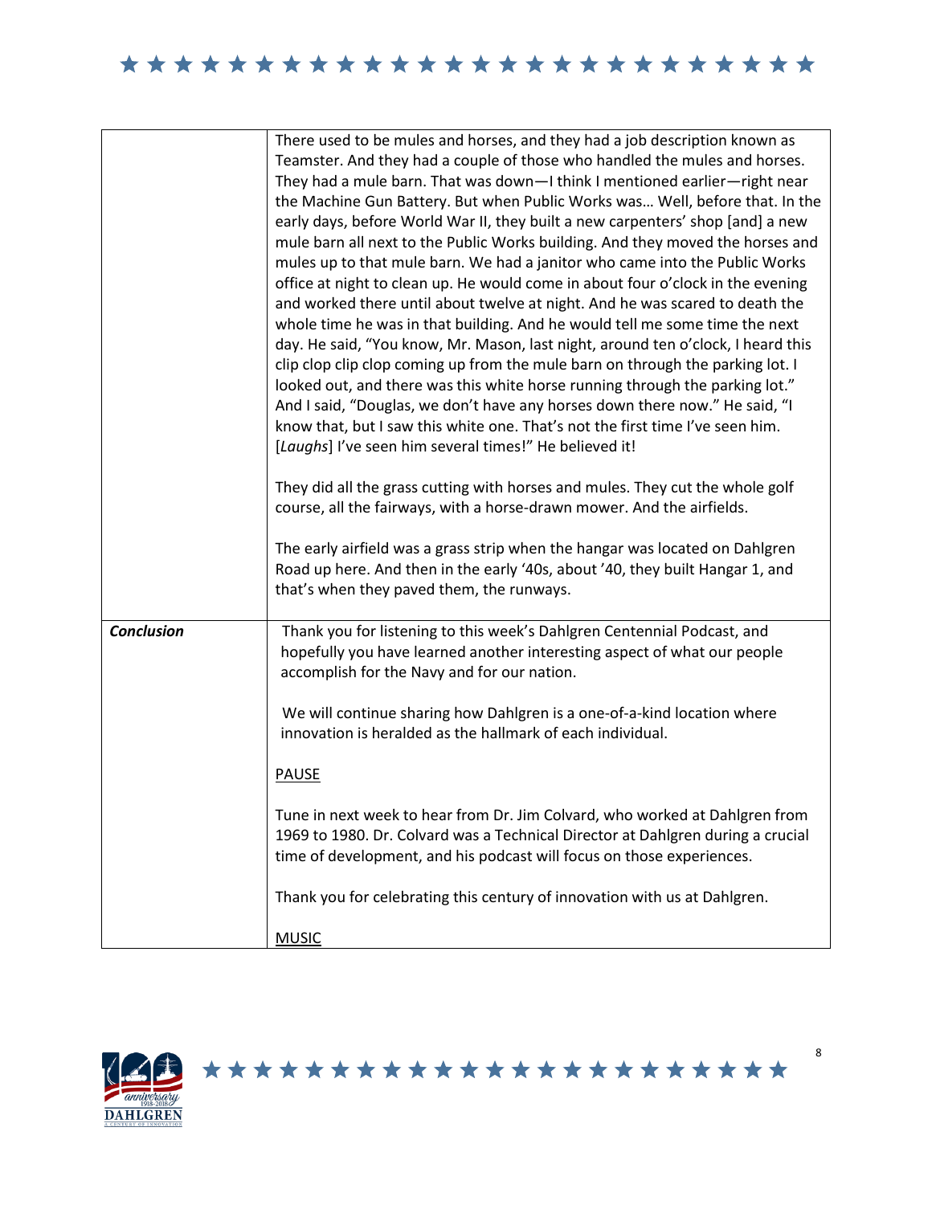| | |
|---|---|
| | There used to be mules and horses, and they had a job description known as Teamster. And they had a couple of those who handled the mules and horses. They had a mule barn. That was down—I think I mentioned earlier—right near the Machine Gun Battery. But when Public Works was… Well, before that. In the early days, before World War II, they built a new carpenters' shop [and] a new mule barn all next to the Public Works building. And they moved the horses and mules up to that mule barn. We had a janitor who came into the Public Works office at night to clean up. He would come in about four o'clock in the evening and worked there until about twelve at night. And he was scared to death the whole time he was in that building. And he would tell me some time the next day. He said, "You know, Mr. Mason, last night, around ten o'clock, I heard this clip clop clip clop coming up from the mule barn on through the parking lot. I looked out, and there was this white horse running through the parking lot." And I said, "Douglas, we don't have any horses down there now." He said, "I know that, but I saw this white one. That's not the first time I've seen him. [*Laughs*] I've seen him several times!" He believed it!<br><br>They did all the grass cutting with horses and mules. They cut the whole golf course, all the fairways, with a horse-drawn mower. And the airfields.<br><br>The early airfield was a grass strip when the hangar was located on Dahlgren Road up here. And then in the early '40s, about '40, they built Hangar 1, and that's when they paved them, the runways. |
| ***Conclusion*** | Thank you for listening to this week's Dahlgren Centennial Podcast, and hopefully you have learned another interesting aspect of what our people accomplish for the Navy and for our nation.<br><br>We will continue sharing how Dahlgren is a one-of-a-kind location where innovation is heralded as the hallmark of each individual.<br><br><u>PAUSE</u><br><br>Tune in next week to hear from Dr. Jim Colvard, who worked at Dahlgren from 1969 to 1980. Dr. Colvard was a Technical Director at Dahlgren during a crucial time of development, and his podcast will focus on those experiences.<br><br>Thank you for celebrating this century of innovation with us at Dahlgren.<br><br><u>MUSIC</u> |